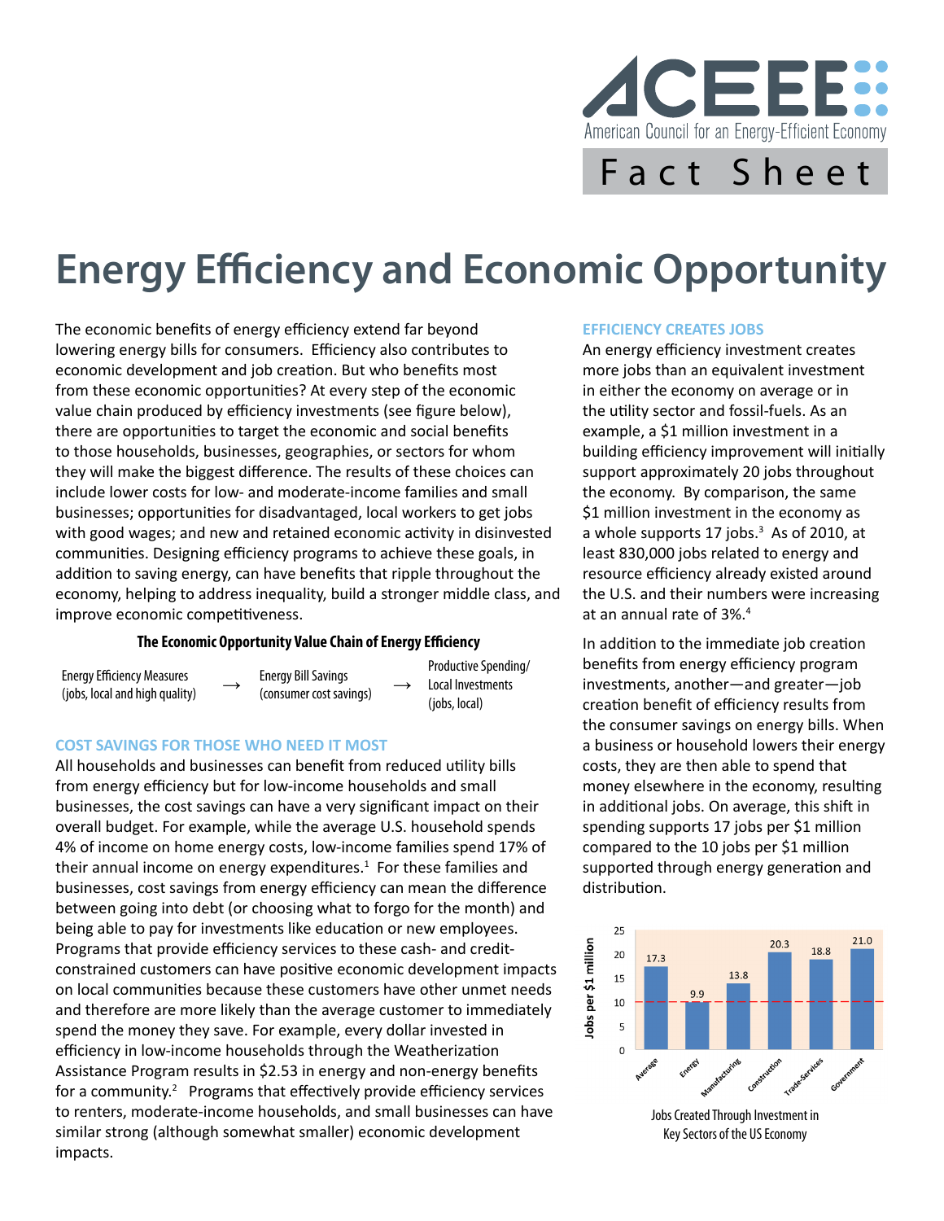ACEEE
American Council for an Energy-Efficient Economy

Fact Sheet

# Energy Efficiency and Economic Opportunity

The economic benefits of energy efficiency extend far beyond lowering energy bills for consumers. Efficiency also contributes to economic development and job creation. But who benefits most from these economic opportunities? At every step of the economic value chain produced by efficiency investments (see figure below), there are opportunities to target the economic and social benefits to those households, businesses, geographies, or sectors for whom they will make the biggest difference. The results of these choices can include lower costs for low- and moderate-income families and small businesses; opportunities for disadvantaged, local workers to get jobs with good wages; and new and retained economic activity in disinvested communities. Designing efficiency programs to achieve these goals, in addition to saving energy, can have benefits that ripple throughout the economy, helping to address inequality, build a stronger middle class, and improve economic competitiveness.

**The Economic Opportunity Value Chain of Energy Efficiency**

Energy Efficiency Measures (jobs, local and high quality) → Energy Bill Savings (consumer cost savings) → Productive Spending/ Local Investments (jobs, local)

## COST SAVINGS FOR THOSE WHO NEED IT MOST

All households and businesses can benefit from reduced utility bills from energy efficiency but for low-income households and small businesses, the cost savings can have a very significant impact on their overall budget. For example, while the average U.S. household spends 4% of income on home energy costs, low-income families spend 17% of their annual income on energy expenditures.[1] For these families and businesses, cost savings from energy efficiency can mean the difference between going into debt (or choosing what to forgo for the month) and being able to pay for investments like education or new employees. Programs that provide efficiency services to these cash- and credit-constrained customers can have positive economic development impacts on local communities because these customers have other unmet needs and therefore are more likely than the average customer to immediately spend the money they save. For example, every dollar invested in efficiency in low-income households through the Weatherization Assistance Program results in $2.53 in energy and non-energy benefits for a community.[2] Programs that effectively provide efficiency services to renters, moderate-income households, and small businesses can have similar strong (although somewhat smaller) economic development impacts.

## EFFICIENCY CREATES JOBS

An energy efficiency investment creates more jobs than an equivalent investment in either the economy on average or in the utility sector and fossil-fuels. As an example, a $1 million investment in a building efficiency improvement will initially support approximately 20 jobs throughout the economy. By comparison, the same $1 million investment in the economy as a whole supports 17 jobs.[3] As of 2010, at least 830,000 jobs related to energy and resource efficiency already existed around the U.S. and their numbers were increasing at an annual rate of 3%.[4]

In addition to the immediate job creation benefits from energy efficiency program investments, another—and greater—job creation benefit of efficiency results from the consumer savings on energy bills. When a business or household lowers their energy costs, they are then able to spend that money elsewhere in the economy, resulting in additional jobs. On average, this shift in spending supports 17 jobs per $1 million compared to the 10 jobs per $1 million supported through energy generation and distribution.

| Sector | Jobs per $1 million |
|---|---|
| Average | 17.3 |
| Energy | 9.9 |
| Manufacturing | 13.8 |
| Construction | 20.3 |
| Trade-Services | 18.8 |
| Government | 21.0 |

Jobs Created Through Investment in Key Sectors of the US Economy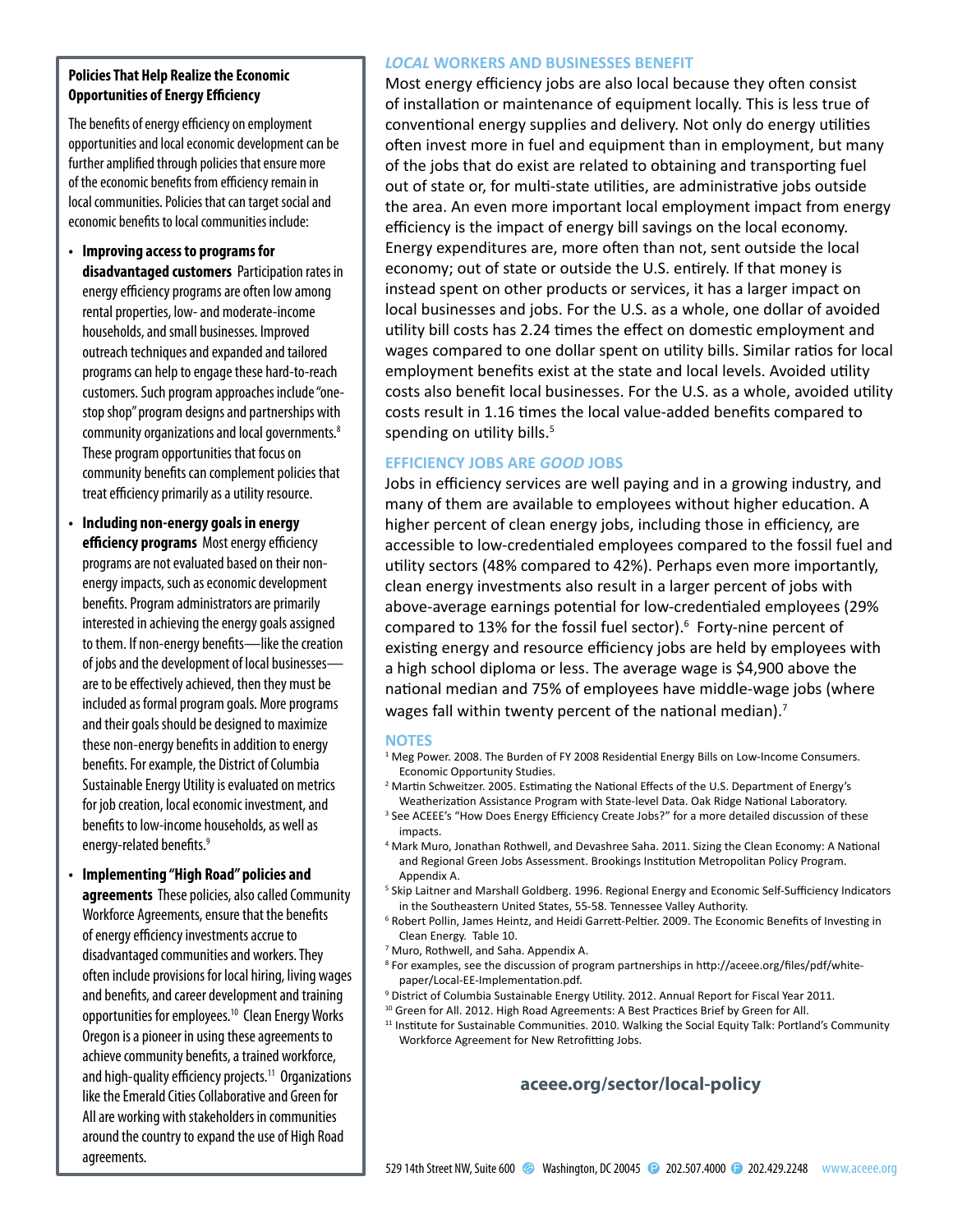### Policies That Help Realize the Economic Opportunities of Energy Efficiency

The benefits of energy efficiency on employment opportunities and local economic development can be further amplified through policies that ensure more of the economic benefits from efficiency remain in local communities. Policies that can target social and economic benefits to local communities include:

- **Improving access to programs for disadvantaged customers** Participation rates in energy efficiency programs are often low among rental properties, low- and moderate-income households, and small businesses. Improved outreach techniques and expanded and tailored programs can help to engage these hard-to-reach customers. Such program approaches include "one-stop shop" program designs and partnerships with community organizations and local governments.[8] These program opportunities that focus on community benefits can complement policies that treat efficiency primarily as a utility resource.
- **Including non-energy goals in energy efficiency programs** Most energy efficiency programs are not evaluated based on their non-energy impacts, such as economic development benefits. Program administrators are primarily interested in achieving the energy goals assigned to them. If non-energy benefits—like the creation of jobs and the development of local businesses—are to be effectively achieved, then they must be included as formal program goals. More programs and their goals should be designed to maximize these non-energy benefits in addition to energy benefits. For example, the District of Columbia Sustainable Energy Utility is evaluated on metrics for job creation, local economic investment, and benefits to low-income households, as well as energy-related benefits.[9]
- **Implementing "High Road" policies and agreements** These policies, also called Community Workforce Agreements, ensure that the benefits of energy efficiency investments accrue to disadvantaged communities and workers. They often include provisions for local hiring, living wages and benefits, and career development and training opportunities for employees.[10] Clean Energy Works Oregon is a pioneer in using these agreements to achieve community benefits, a trained workforce, and high-quality efficiency projects.[11] Organizations like the Emerald Cities Collaborative and Green for All are working with stakeholders in communities around the country to expand the use of High Road agreements.

## *LOCAL* WORKERS AND BUSINESSES BENEFIT

Most energy efficiency jobs are also local because they often consist of installation or maintenance of equipment locally. This is less true of conventional energy supplies and delivery. Not only do energy utilities often invest more in fuel and equipment than in employment, but many of the jobs that do exist are related to obtaining and transporting fuel out of state or, for multi-state utilities, are administrative jobs outside the area. An even more important local employment impact from energy efficiency is the impact of energy bill savings on the local economy. Energy expenditures are, more often than not, sent outside the local economy; out of state or outside the U.S. entirely. If that money is instead spent on other products or services, it has a larger impact on local businesses and jobs. For the U.S. as a whole, one dollar of avoided utility bill costs has 2.24 times the effect on domestic employment and wages compared to one dollar spent on utility bills. Similar ratios for local employment benefits exist at the state and local levels. Avoided utility costs also benefit local businesses. For the U.S. as a whole, avoided utility costs result in 1.16 times the local value-added benefits compared to spending on utility bills.[5]

## EFFICIENCY JOBS ARE *GOOD* JOBS

Jobs in efficiency services are well paying and in a growing industry, and many of them are available to employees without higher education. A higher percent of clean energy jobs, including those in efficiency, are accessible to low-credentialed employees compared to the fossil fuel and utility sectors (48% compared to 42%). Perhaps even more importantly, clean energy investments also result in a larger percent of jobs with above-average earnings potential for low-credentialed employees (29% compared to 13% for the fossil fuel sector).[6] Forty-nine percent of existing energy and resource efficiency jobs are held by employees with a high school diploma or less. The average wage is $4,900 above the national median and 75% of employees have middle-wage jobs (where wages fall within twenty percent of the national median).[7]

## NOTES

[1] Meg Power. 2008. The Burden of FY 2008 Residential Energy Bills on Low-Income Consumers. Economic Opportunity Studies.
[2] Martin Schweitzer. 2005. Estimating the National Effects of the U.S. Department of Energy's Weatherization Assistance Program with State-level Data. Oak Ridge National Laboratory.
[3] See ACEEE's "How Does Energy Efficiency Create Jobs?" for a more detailed discussion of these impacts.
[4] Mark Muro, Jonathan Rothwell, and Devashree Saha. 2011. Sizing the Clean Economy: A National and Regional Green Jobs Assessment. Brookings Institution Metropolitan Policy Program. Appendix A.
[5] Skip Laitner and Marshall Goldberg. 1996. Regional Energy and Economic Self-Sufficiency Indicators in the Southeastern United States, 55-58. Tennessee Valley Authority.
[6] Robert Pollin, James Heintz, and Heidi Garrett-Peltier. 2009. The Economic Benefits of Investing in Clean Energy. Table 10.
[7] Muro, Rothwell, and Saha. Appendix A.
[8] For examples, see the discussion of program partnerships in http://aceee.org/files/pdf/white-paper/Local-EE-Implementation.pdf.
[9] District of Columbia Sustainable Energy Utility. 2012. Annual Report for Fiscal Year 2011.
[10] Green for All. 2012. High Road Agreements: A Best Practices Brief by Green for All.
[11] Institute for Sustainable Communities. 2010. Walking the Social Equity Talk: Portland's Community Workforce Agreement for New Retrofitting Jobs.

**aceee.org/sector/local-policy**

529 14th Street NW, Suite 600 Washington, DC 20045 P 202.507.4000 F 202.429.2248 www.aceee.org